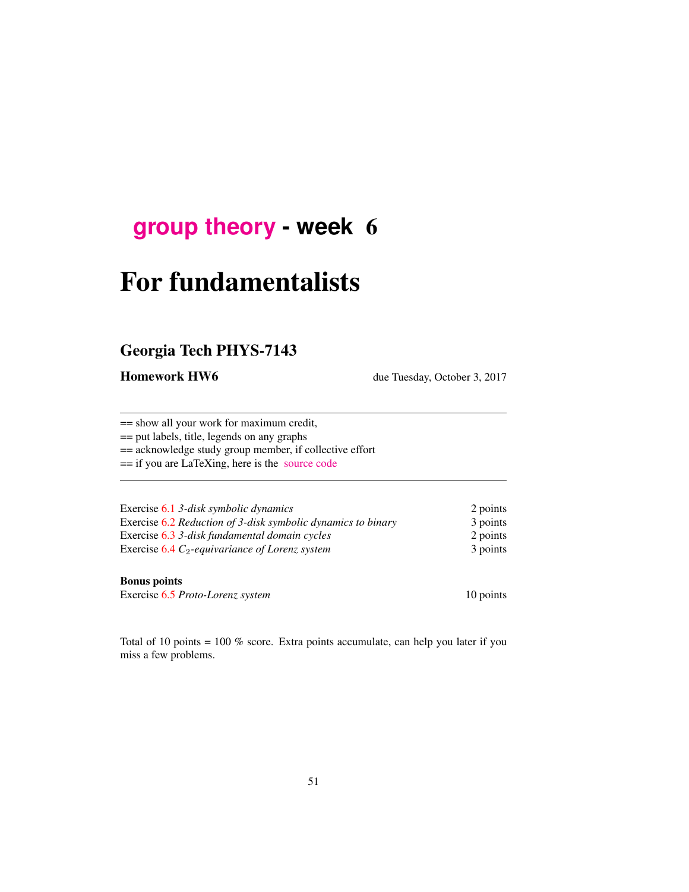# group theory - week 6

# For fundamentalists

## Georgia Tech PHYS-7143

**Homework HW6** due Tuesday, October 3, 2017

---

== show all your work for maximum credit,
== put labels, title, legends on any graphs
== acknowledge study group member, if collective effort
== if you are LaTeXing, here is the source code

---

| | |
|---|---|
| Exercise 6.1 *3-disk symbolic dynamics* | 2 points |
| Exercise 6.2 *Reduction of 3-disk symbolic dynamics to binary* | 3 points |
| Exercise 6.3 *3-disk fundamental domain cycles* | 2 points |
| Exercise 6.4 *$C_2$-equivariance of Lorenz system* | 3 points |

**Bonus points**

| | |
|---|---|
| Exercise 6.5 *Proto-Lorenz system* | 10 points |

Total of 10 points = 100 % score. Extra points accumulate, can help you later if you miss a few problems.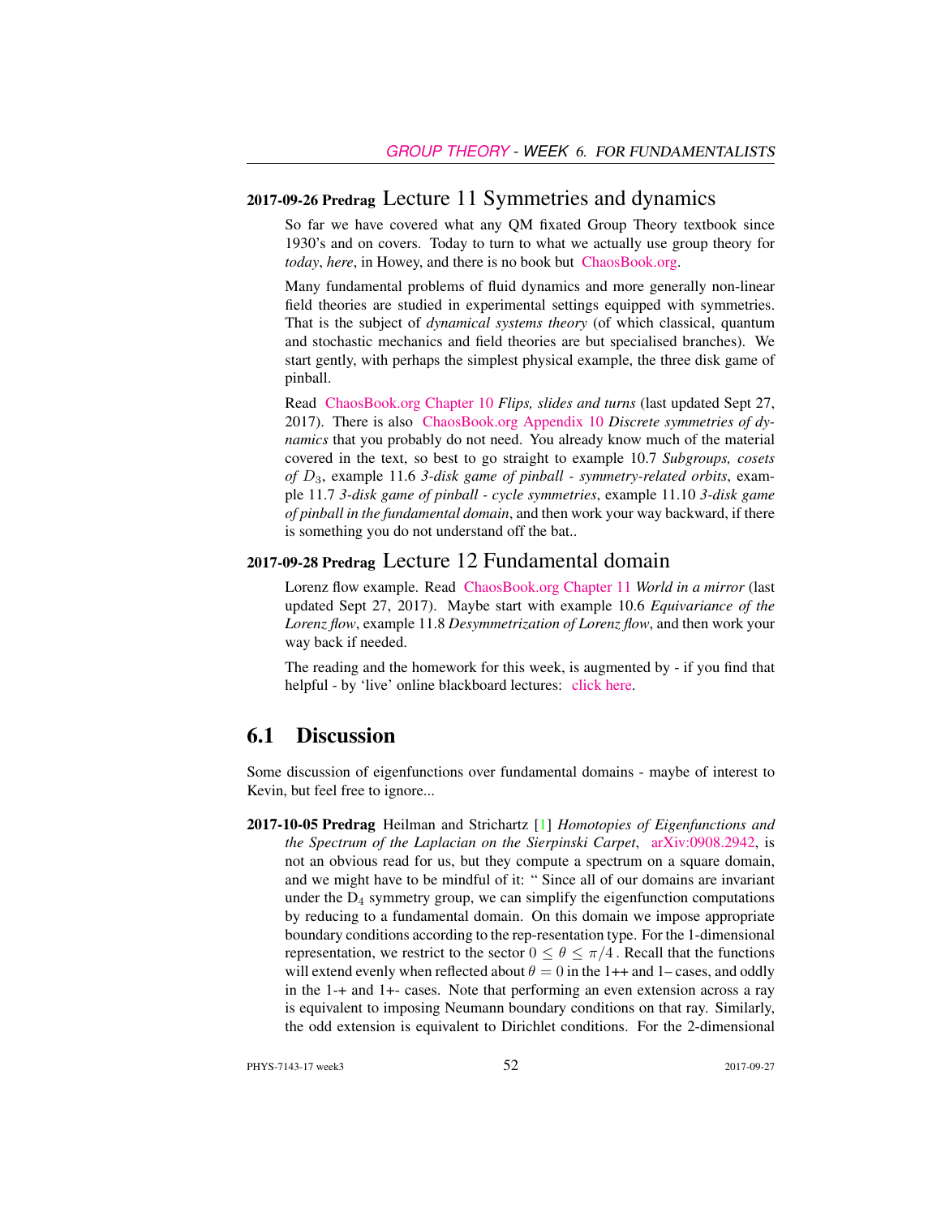**2017-09-26 Predrag** Lecture 11 Symmetries and dynamics

So far we have covered what any QM fixated Group Theory textbook since 1930's and on covers. Today to turn to what we actually use group theory for *today*, *here*, in Howey, and there is no book but ChaosBook.org.

Many fundamental problems of fluid dynamics and more generally non-linear field theories are studied in experimental settings equipped with symmetries. That is the subject of *dynamical systems theory* (of which classical, quantum and stochastic mechanics and field theories are but specialised branches). We start gently, with perhaps the simplest physical example, the three disk game of pinball.

Read ChaosBook.org Chapter 10 *Flips, slides and turns* (last updated Sept 27, 2017). There is also ChaosBook.org Appendix 10 *Discrete symmetries of dynamics* that you probably do not need. You already know much of the material covered in the text, so best to go straight to example 10.7 *Subgroups, cosets of $D_3$*, example 11.6 *3-disk game of pinball - symmetry-related orbits*, example 11.7 *3-disk game of pinball - cycle symmetries*, example 11.10 *3-disk game of pinball in the fundamental domain*, and then work your way backward, if there is something you do not understand off the bat..

**2017-09-28 Predrag** Lecture 12 Fundamental domain

Lorenz flow example. Read ChaosBook.org Chapter 11 *World in a mirror* (last updated Sept 27, 2017). Maybe start with example 10.6 *Equivariance of the Lorenz flow*, example 11.8 *Desymmetrization of Lorenz flow*, and then work your way back if needed.

The reading and the homework for this week, is augmented by - if you find that helpful - by 'live' online blackboard lectures: click here.

## 6.1 Discussion

Some discussion of eigenfunctions over fundamental domains - maybe of interest to Kevin, but feel free to ignore...

**2017-10-05 Predrag** Heilman and Strichartz [1] *Homotopies of Eigenfunctions and the Spectrum of the Laplacian on the Sierpinski Carpet*, arXiv:0908.2942, is not an obvious read for us, but they compute a spectrum on a square domain, and we might have to be mindful of it: " Since all of our domains are invariant under the $D_4$ symmetry group, we can simplify the eigenfunction computations by reducing to a fundamental domain. On this domain we impose appropriate boundary conditions according to the rep-resentation type. For the 1-dimensional representation, we restrict to the sector $0 \leq \theta \leq \pi/4$ . Recall that the functions will extend evenly when reflected about $\theta = 0$ in the 1++ and 1– cases, and oddly in the 1-+ and 1+- cases. Note that performing an even extension across a ray is equivalent to imposing Neumann boundary conditions on that ray. Similarly, the odd extension is equivalent to Dirichlet conditions. For the 2-dimensional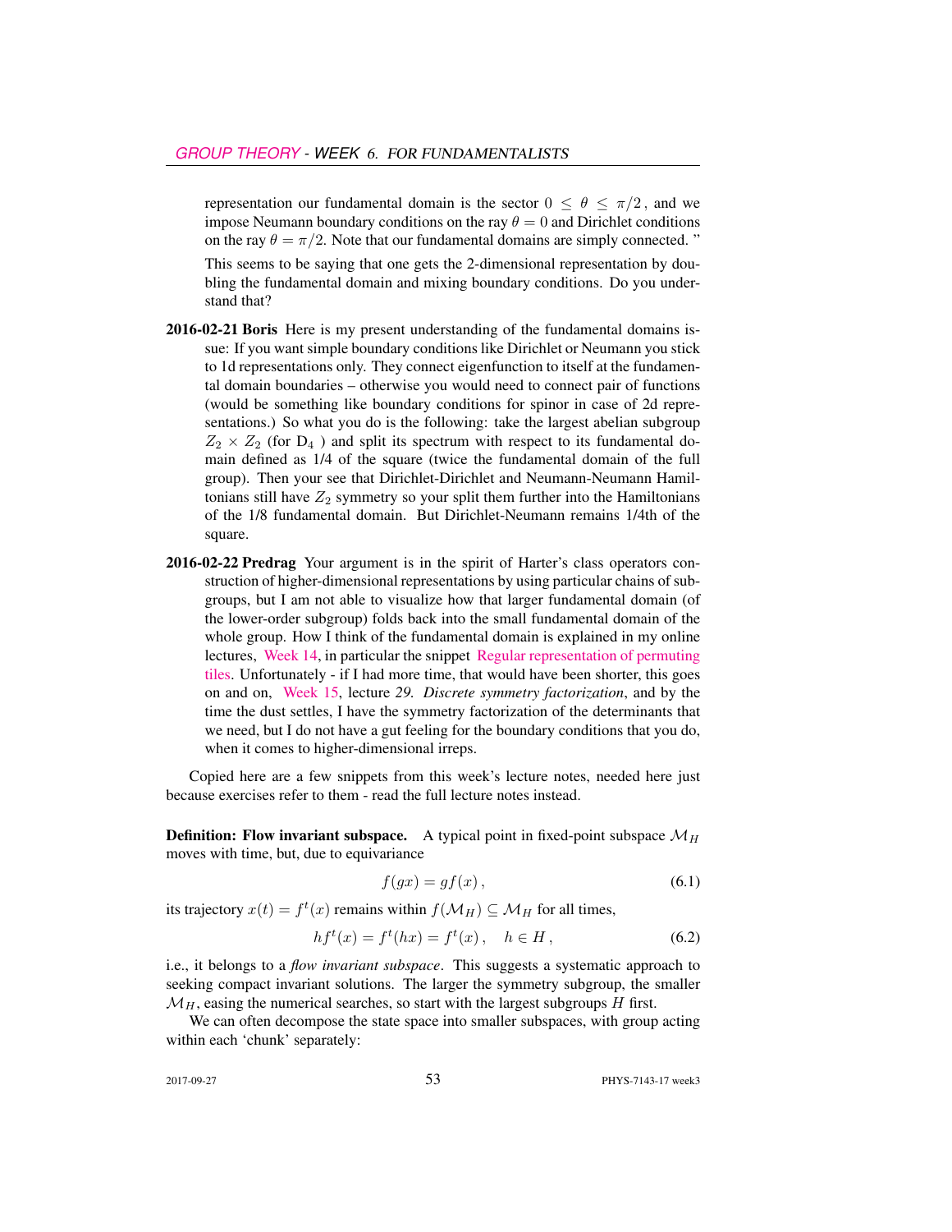representation our fundamental domain is the sector $0 \leq \theta \leq \pi/2$, and we impose Neumann boundary conditions on the ray $\theta = 0$ and Dirichlet conditions on the ray $\theta = \pi/2$. Note that our fundamental domains are simply connected. "

This seems to be saying that one gets the 2-dimensional representation by doubling the fundamental domain and mixing boundary conditions. Do you understand that?

**2016-02-21 Boris** Here is my present understanding of the fundamental domains issue: If you want simple boundary conditions like Dirichlet or Neumann you stick to 1d representations only. They connect eigenfunction to itself at the fundamental domain boundaries – otherwise you would need to connect pair of functions (would be something like boundary conditions for spinor in case of 2d representations.) So what you do is the following: take the largest abelian subgroup $Z_2 \times Z_2$ (for $D_4$ ) and split its spectrum with respect to its fundamental domain defined as 1/4 of the square (twice the fundamental domain of the full group). Then your see that Dirichlet-Dirichlet and Neumann-Neumann Hamiltonians still have $Z_2$ symmetry so your split them further into the Hamiltonians of the 1/8 fundamental domain. But Dirichlet-Neumann remains 1/4th of the square.

**2016-02-22 Predrag** Your argument is in the spirit of Harter's class operators construction of higher-dimensional representations by using particular chains of subgroups, but I am not able to visualize how that larger fundamental domain (of the lower-order subgroup) folds back into the small fundamental domain of the whole group. How I think of the fundamental domain is explained in my online lectures, Week 14, in particular the snippet Regular representation of permuting tiles. Unfortunately - if I had more time, that would have been shorter, this goes on and on, Week 15, lecture *29. Discrete symmetry factorization*, and by the time the dust settles, I have the symmetry factorization of the determinants that we need, but I do not have a gut feeling for the boundary conditions that you do, when it comes to higher-dimensional irreps.

Copied here are a few snippets from this week's lecture notes, needed here just because exercises refer to them - read the full lecture notes instead.

**Definition: Flow invariant subspace.** A typical point in fixed-point subspace $\mathcal{M}_H$ moves with time, but, due to equivariance

$$f(gx) = gf(x)\,, \tag{6.1}$$

its trajectory $x(t) = f^t(x)$ remains within $f(\mathcal{M}_H) \subseteq \mathcal{M}_H$ for all times,

$$hf^t(x) = f^t(hx) = f^t(x)\,, \quad h \in H\,, \tag{6.2}$$

i.e., it belongs to a *flow invariant subspace*. This suggests a systematic approach to seeking compact invariant solutions. The larger the symmetry subgroup, the smaller $\mathcal{M}_H$, easing the numerical searches, so start with the largest subgroups $H$ first.

We can often decompose the state space into smaller subspaces, with group acting within each 'chunk' separately: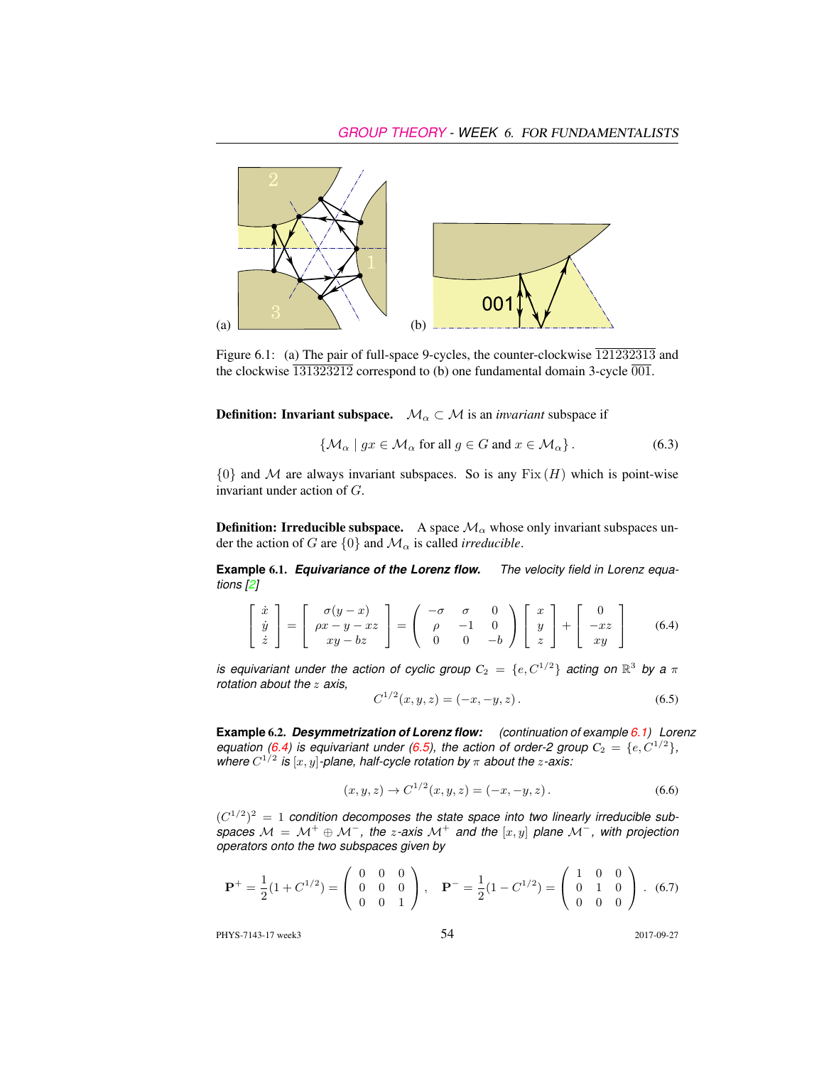Figure 6.1: (a) The pair of full-space 9-cycles, the counter-clockwise $\overline{121232313}$ and the clockwise $\overline{131323212}$ correspond to (b) one fundamental domain 3-cycle $\overline{001}$.

**Definition: Invariant subspace.** $\mathcal{M}_\alpha \subset \mathcal{M}$ is an *invariant* subspace if

$$\{\mathcal{M}_\alpha \mid gx \in \mathcal{M}_\alpha \text{ for all } g \in G \text{ and } x \in \mathcal{M}_\alpha\}\,. \tag{6.3}$$

$\{0\}$ and $\mathcal{M}$ are always invariant subspaces. So is any $\mathrm{Fix}\,(H)$ which is point-wise invariant under action of $G$.

**Definition: Irreducible subspace.** A space $\mathcal{M}_\alpha$ whose only invariant subspaces under the action of $G$ are $\{0\}$ and $\mathcal{M}_\alpha$ is called *irreducible*.

**Example 6.1.** ***Equivariance of the Lorenz flow.*** *The velocity field in Lorenz equations [2]*

$$\begin{bmatrix} \dot{x} \\ \dot{y} \\ \dot{z} \end{bmatrix} = \begin{bmatrix} \sigma(y-x) \\ \rho x - y - xz \\ xy - bz \end{bmatrix} = \begin{pmatrix} -\sigma & \sigma & 0 \\ \rho & -1 & 0 \\ 0 & 0 & -b \end{pmatrix} \begin{bmatrix} x \\ y \\ z \end{bmatrix} + \begin{bmatrix} 0 \\ -xz \\ xy \end{bmatrix} \tag{6.4}$$

*is equivariant under the action of cyclic group $C_2 = \{e, C^{1/2}\}$ acting on $\mathbb{R}^3$ by a $\pi$ rotation about the $z$ axis,*

$$C^{1/2}(x,y,z) = (-x,-y,z)\,. \tag{6.5}$$

**Example 6.2.** ***Desymmetrization of Lorenz flow:*** *(continuation of example 6.1) Lorenz equation (6.4) is equivariant under (6.5), the action of order-2 group $C_2 = \{e, C^{1/2}\}$, where $C^{1/2}$ is $[x,y]$-plane, half-cycle rotation by $\pi$ about the $z$-axis:*

$$(x,y,z) \to C^{1/2}(x,y,z) = (-x,-y,z)\,. \tag{6.6}$$

*$(C^{1/2})^2 = 1$ condition decomposes the state space into two linearly irreducible subspaces $\mathcal{M} = \mathcal{M}^+ \oplus \mathcal{M}^-$, the $z$-axis $\mathcal{M}^+$ and the $[x,y]$ plane $\mathcal{M}^-$, with projection operators onto the two subspaces given by*

$$\mathbf{P}^+ = \frac{1}{2}(1 + C^{1/2}) = \begin{pmatrix} 0 & 0 & 0 \\ 0 & 0 & 0 \\ 0 & 0 & 1 \end{pmatrix}, \quad \mathbf{P}^- = \frac{1}{2}(1 - C^{1/2}) = \begin{pmatrix} 1 & 0 & 0 \\ 0 & 1 & 0 \\ 0 & 0 & 0 \end{pmatrix}. \tag{6.7}$$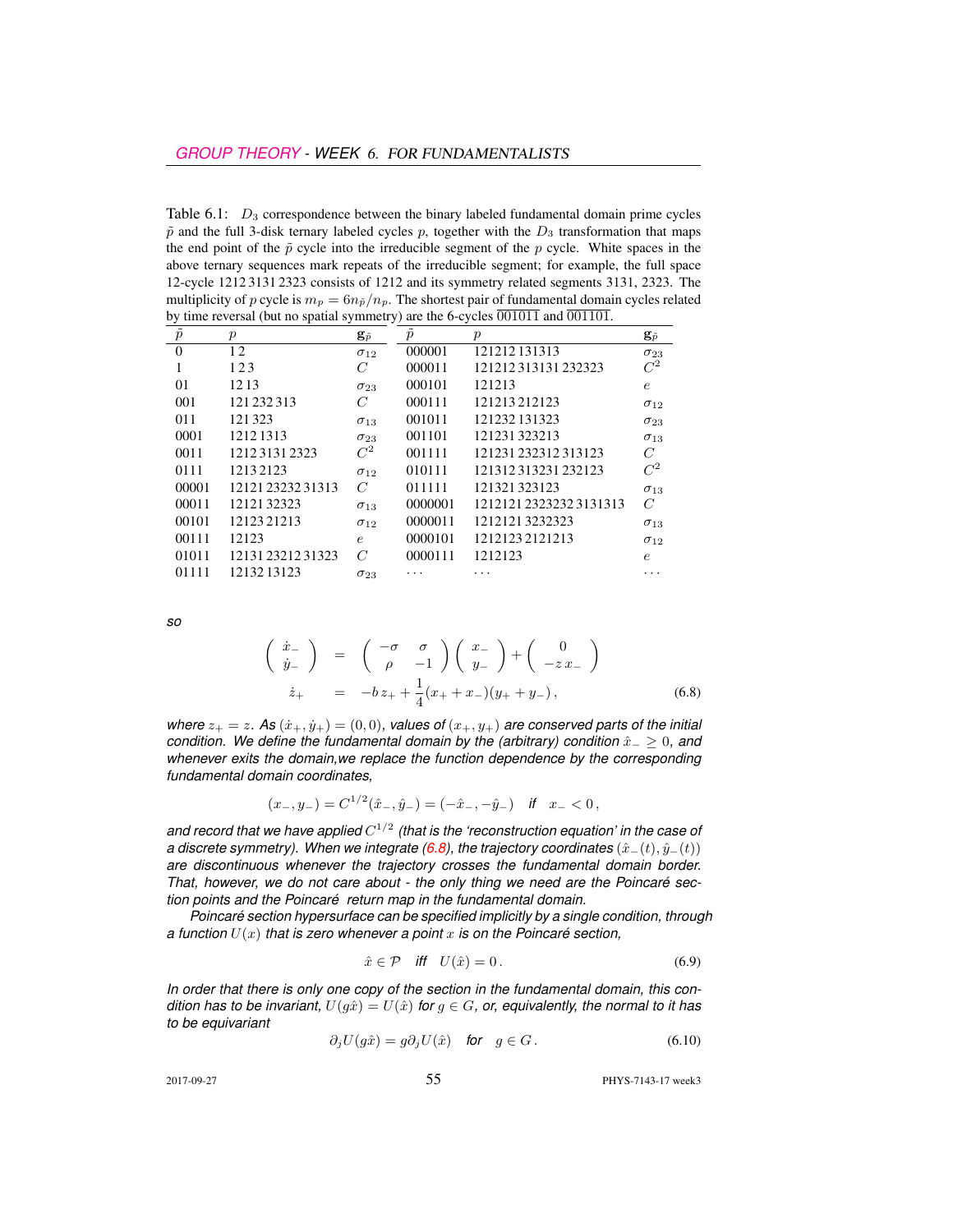Table 6.1: $D_3$ correspondence between the binary labeled fundamental domain prime cycles $\tilde{p}$ and the full 3-disk ternary labeled cycles $p$, together with the $D_3$ transformation that maps the end point of the $\tilde{p}$ cycle into the irreducible segment of the $p$ cycle. White spaces in the above ternary sequences mark repeats of the irreducible segment; for example, the full space 12-cycle 1212 3131 2323 consists of 1212 and its symmetry related segments 3131, 2323. The multiplicity of $p$ cycle is $m_p = 6n_{\tilde{p}}/n_p$. The shortest pair of fundamental domain cycles related by time reversal (but no spatial symmetry) are the 6-cycles $\overline{001011}$ and $\overline{001101}$.

| $\tilde{p}$ | $p$ | $\mathbf{g}_{\tilde{p}}$ | $\tilde{p}$ | $p$ | $\mathbf{g}_{\tilde{p}}$ |
|---|---|---|---|---|---|
| 0 | 1 2 | $\sigma_{12}$ | 000001 | 121212 131313 | $\sigma_{23}$ |
| 1 | 1 2 3 | $C$ | 000011 | 121212 313131 232323 | $C^2$ |
| 01 | 12 13 | $\sigma_{23}$ | 000101 | 121213 | $e$ |
| 001 | 121 232 313 | $C$ | 000111 | 121213 212123 | $\sigma_{12}$ |
| 011 | 121 323 | $\sigma_{13}$ | 001011 | 121232 131323 | $\sigma_{23}$ |
| 0001 | 1212 1313 | $\sigma_{23}$ | 001101 | 121231 323213 | $\sigma_{13}$ |
| 0011 | 1212 3131 2323 | $C^2$ | 001111 | 121231 232312 313123 | $C$ |
| 0111 | 1213 2123 | $\sigma_{12}$ | 010111 | 121312 313231 232123 | $C^2$ |
| 00001 | 12121 23232 31313 | $C$ | 011111 | 121321 323123 | $\sigma_{13}$ |
| 00011 | 12121 32323 | $\sigma_{13}$ | 0000001 | 1212121 2323232 3131313 | $C$ |
| 00101 | 12123 21213 | $\sigma_{12}$ | 0000011 | 1212121 3232323 | $\sigma_{13}$ |
| 00111 | 12123 | $e$ | 0000101 | 1212123 2121213 | $\sigma_{12}$ |
| 01011 | 12131 23212 31323 | $C$ | 0000111 | 1212123 | $e$ |
| 01111 | 12132 13123 | $\sigma_{23}$ | ⋯ | ⋯ | ⋯ |

*so*

$$
\begin{aligned}
\begin{pmatrix} \dot{x}_- \\ \dot{y}_- \end{pmatrix} &= \begin{pmatrix} -\sigma & \sigma \\ \rho & -1 \end{pmatrix} \begin{pmatrix} x_- \\ y_- \end{pmatrix} + \begin{pmatrix} 0 \\ -z\, x_- \end{pmatrix} \\
\dot{z}_+ &= -b\, z_+ + \frac{1}{4}(x_+ + x_-)(y_+ + y_-)\,,
\end{aligned}
\tag{6.8}
$$

*where $z_+ = z$. As $(\dot{x}_+, \dot{y}_+) = (0, 0)$, values of $(x_+, y_+)$ are conserved parts of the initial condition. We define the fundamental domain by the (arbitrary) condition $\hat{x}_- \geq 0$, and whenever exits the domain,we replace the function dependence by the corresponding fundamental domain coordinates,*

$$
(x_-, y_-) = C^{1/2}(\hat{x}_-, \hat{y}_-) = (-\hat{x}_-, -\hat{y}_-) \quad \textit{if} \quad x_- < 0\,,
$$

*and record that we have applied $C^{1/2}$ (that is the 'reconstruction equation' in the case of a discrete symmetry). When we integrate (6.8), the trajectory coordinates $(\hat{x}_-(t), \hat{y}_-(t))$ are discontinuous whenever the trajectory crosses the fundamental domain border. That, however, we do not care about - the only thing we need are the Poincaré section points and the Poincaré return map in the fundamental domain.*

*Poincaré section hypersurface can be specified implicitly by a single condition, through a function $U(x)$ that is zero whenever a point $x$ is on the Poincaré section,*

$$
\hat{x} \in \mathcal{P} \quad \textit{iff} \quad U(\hat{x}) = 0\,.
\tag{6.9}
$$

*In order that there is only one copy of the section in the fundamental domain, this condition has to be invariant, $U(g\hat{x}) = U(\hat{x})$ for $g \in G$, or, equivalently, the normal to it has to be equivariant*

$$
\partial_j U(g\hat{x}) = g \partial_j U(\hat{x}) \quad \textit{for} \quad g \in G\,.
\tag{6.10}
$$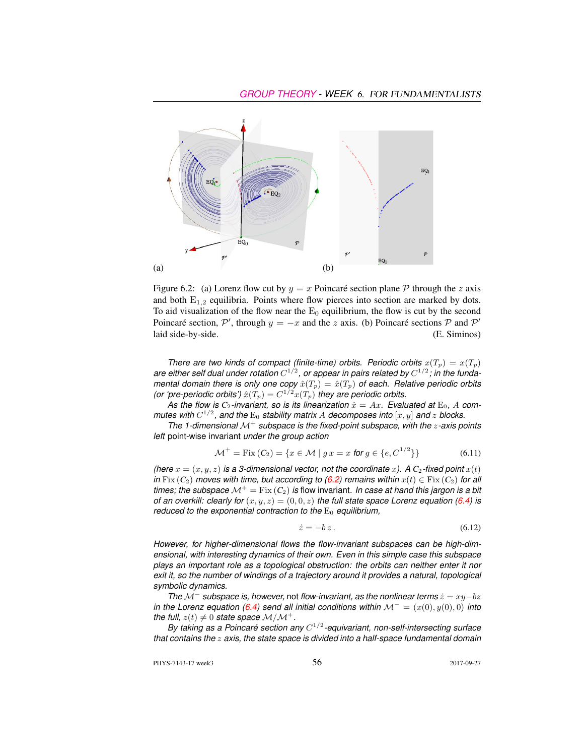(a) (b)

Figure 6.2: (a) Lorenz flow cut by $y = x$ Poincaré section plane $\mathcal{P}$ through the $z$ axis and both $E_{1,2}$ equilibria. Points where flow pierces into section are marked by dots. To aid visualization of the flow near the $E_0$ equilibrium, the flow is cut by the second Poincaré section, $\mathcal{P}'$, through $y = -x$ and the $z$ axis. (b) Poincaré sections $\mathcal{P}$ and $\mathcal{P}'$ laid side-by-side. (E. Siminos)

*There are two kinds of compact (finite-time) orbits. Periodic orbits $x(T_p) = x(T_p)$ are either self dual under rotation $C^{1/2}$, or appear in pairs related by $C^{1/2}$; in the fundamental domain there is only one copy $\hat{x}(T_p) = \hat{x}(T_p)$ of each. Relative periodic orbits (or 'pre-periodic orbits') $\hat{x}(T_p) = C^{1/2}x(T_p)$ they are periodic orbits.*

*As the flow is $C_2$-invariant, so is its linearization $\dot{x} = Ax$. Evaluated at $E_0$, $A$ commutes with $C^{1/2}$, and the $E_0$ stability matrix $A$ decomposes into $[x, y]$ and $z$ blocks.*

*The 1-dimensional $\mathcal{M}^+$ subspace is the fixed-point subspace, with the $z$-axis points left* point-wise invariant *under the group action*

$$\mathcal{M}^+ = \mathrm{Fix}\,(C_2) = \{x \in \mathcal{M} \mid g\,x = x \text{ for } g \in \{e, C^{1/2}\}\} \tag{6.11}$$

*(here $x = (x, y, z)$ is a 3-dimensional vector, not the coordinate $x$). A $C_2$-fixed point $x(t)$ in $\mathrm{Fix}\,(C_2)$ moves with time, but according to (6.2) remains within $x(t) \in \mathrm{Fix}\,(C_2)$ for all times; the subspace $\mathcal{M}^+ = \mathrm{Fix}\,(C_2)$ is* flow invariant. *In case at hand this jargon is a bit of an overkill: clearly for $(x, y, z) = (0, 0, z)$ the full state space Lorenz equation (6.4) is reduced to the exponential contraction to the $E_0$ equilibrium,*

$$\dot{z} = -b\,z\,. \tag{6.12}$$

*However, for higher-dimensional flows the flow-invariant subspaces can be high-dimensional, with interesting dynamics of their own. Even in this simple case this subspace plays an important role as a topological obstruction: the orbits can neither enter it nor exit it, so the number of windings of a trajectory around it provides a natural, topological symbolic dynamics.*

*The $\mathcal{M}^-$ subspace is, however,* not *flow-invariant, as the nonlinear terms $\dot{z} = xy - bz$ in the Lorenz equation (6.4) send all initial conditions within $\mathcal{M}^- = (x(0), y(0), 0)$ into the full, $z(t) \neq 0$ state space $\mathcal{M}/\mathcal{M}^+$.*

*By taking as a Poincaré section any $C^{1/2}$-equivariant, non-self-intersecting surface that contains the $z$ axis, the state space is divided into a half-space fundamental domain*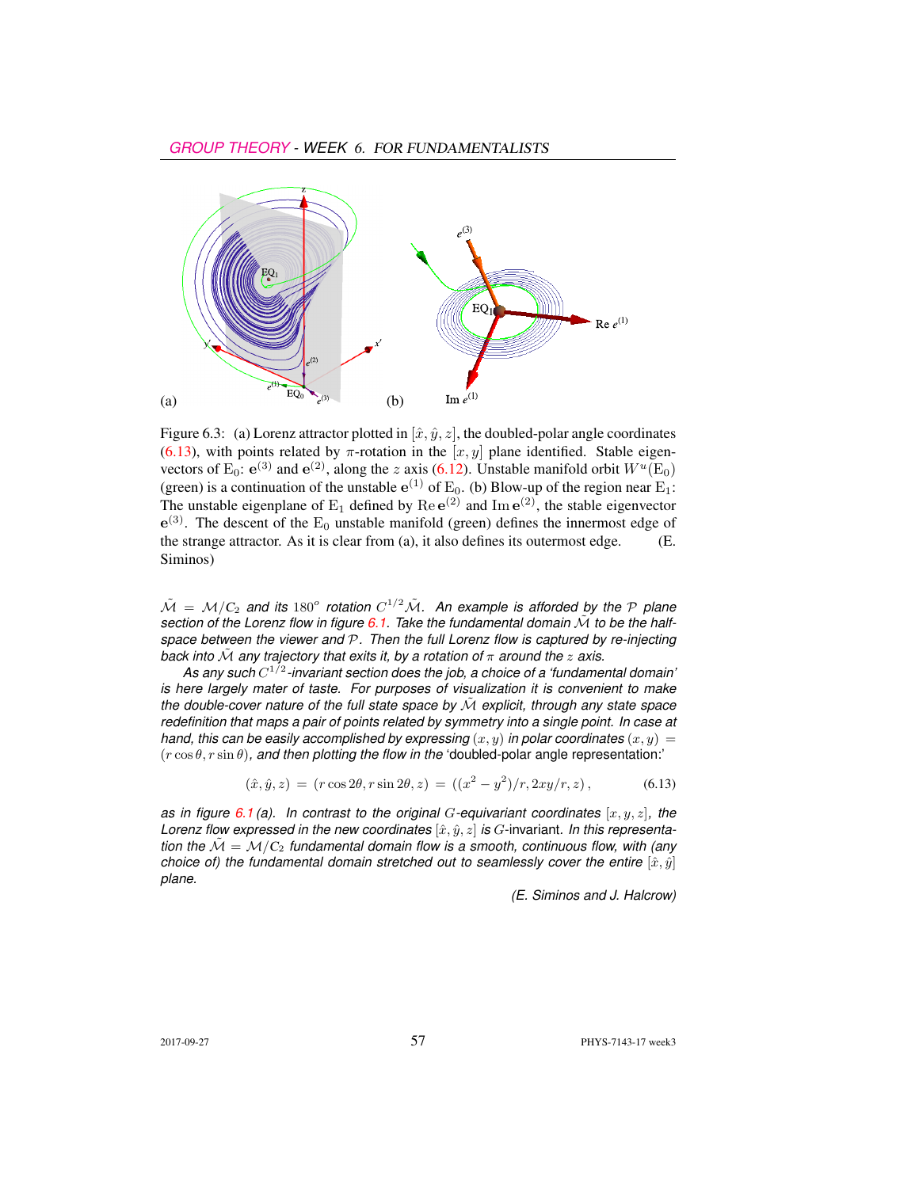Figure 6.3: (a) Lorenz attractor plotted in $[\hat{x}, \hat{y}, z]$, the doubled-polar angle coordinates (6.13), with points related by $\pi$-rotation in the $[x, y]$ plane identified. Stable eigenvectors of $\mathrm{E}_0$: $\mathbf{e}^{(3)}$ and $\mathbf{e}^{(2)}$, along the $z$ axis (6.12). Unstable manifold orbit $W^u(\mathrm{E}_0)$ (green) is a continuation of the unstable $\mathbf{e}^{(1)}$ of $\mathrm{E}_0$. (b) Blow-up of the region near $\mathrm{E}_1$: The unstable eigenplane of $\mathrm{E}_1$ defined by $\mathrm{Re}\,\mathbf{e}^{(2)}$ and $\mathrm{Im}\,\mathbf{e}^{(2)}$, the stable eigenvector $\mathbf{e}^{(3)}$. The descent of the $\mathrm{E}_0$ unstable manifold (green) defines the innermost edge of the strange attractor. As it is clear from (a), it also defines its outermost edge. (E. Siminos)

*$\tilde{\mathcal{M}} = \mathcal{M}/\mathrm{C}_2$ and its $180^o$ rotation $C^{1/2}\tilde{\mathcal{M}}$. An example is afforded by the $\mathcal{P}$ plane section of the Lorenz flow in figure 6.1. Take the fundamental domain $\tilde{\mathcal{M}}$ to be the half-space between the viewer and $\mathcal{P}$. Then the full Lorenz flow is captured by re-injecting back into $\tilde{\mathcal{M}}$ any trajectory that exits it, by a rotation of $\pi$ around the $z$ axis.*

*As any such $C^{1/2}$-invariant section does the job, a choice of a 'fundamental domain' is here largely mater of taste. For purposes of visualization it is convenient to make the double-cover nature of the full state space by $\tilde{\mathcal{M}}$ explicit, through any state space redefinition that maps a pair of points related by symmetry into a single point. In case at hand, this can be easily accomplished by expressing $(x, y)$ in polar coordinates $(x, y) = (r\cos\theta, r\sin\theta)$, and then plotting the flow in the* 'doubled-polar angle representation:'

$$(\hat{x}, \hat{y}, z) = (r\cos 2\theta, r\sin 2\theta, z) = ((x^2 - y^2)/r, 2xy/r, z)\,, \tag{6.13}$$

*as in figure 6.1(a). In contrast to the original $G$-equivariant coordinates $[x, y, z]$, the Lorenz flow expressed in the new coordinates $[\hat{x}, \hat{y}, z]$ is $G$-invariant. In this representation the $\tilde{\mathcal{M}} = \mathcal{M}/\mathrm{C}_2$ fundamental domain flow is a smooth, continuous flow, with (any choice of) the fundamental domain stretched out to seamlessly cover the entire $[\hat{x}, \hat{y}]$ plane.*

*(E. Siminos and J. Halcrow)*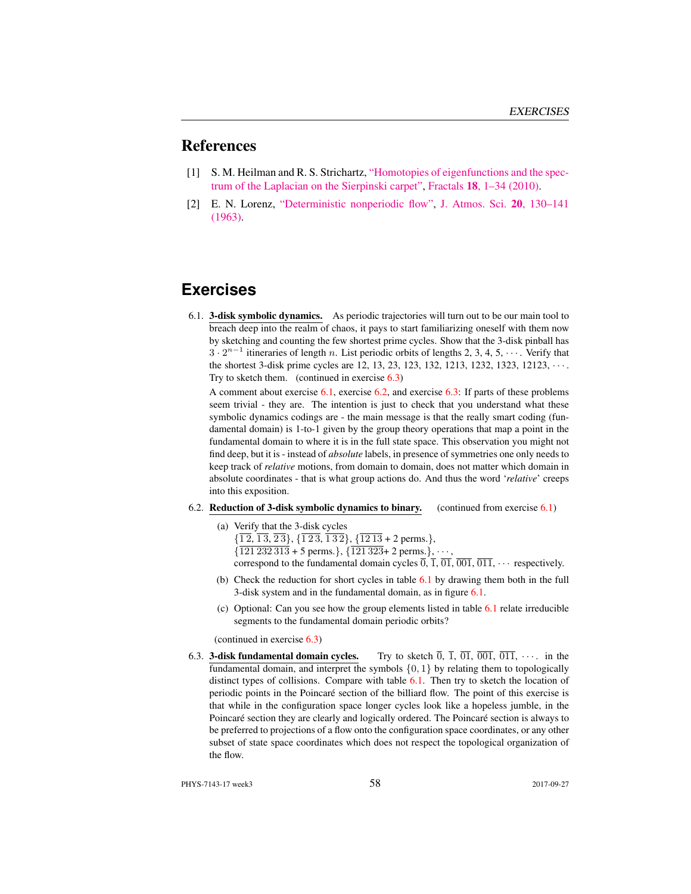## References

[1] S. M. Heilman and R. S. Strichartz, "Homotopies of eigenfunctions and the spectrum of the Laplacian on the Sierpinski carpet", Fractals **18**, 1–34 (2010).

[2] E. N. Lorenz, "Deterministic nonperiodic flow", J. Atmos. Sci. **20**, 130–141 (1963).

# Exercises

6.1. **3-disk symbolic dynamics.** As periodic trajectories will turn out to be our main tool to breach deep into the realm of chaos, it pays to start familiarizing oneself with them now by sketching and counting the few shortest prime cycles. Show that the 3-disk pinball has $3 \cdot 2^{n-1}$ itineraries of length $n$. List periodic orbits of lengths 2, 3, 4, 5, $\cdots$. Verify that the shortest 3-disk prime cycles are 12, 13, 23, 123, 132, 1213, 1232, 1323, 12123, $\cdots$. Try to sketch them. (continued in exercise 6.3)

A comment about exercise 6.1, exercise 6.2, and exercise 6.3: If parts of these problems seem trivial - they are. The intention is just to check that you understand what these symbolic dynamics codings are - the main message is that the really smart coding (fundamental domain) is 1-to-1 given by the group theory operations that map a point in the fundamental domain to where it is in the full state space. This observation you might not find deep, but it is - instead of *absolute* labels, in presence of symmetries one only needs to keep track of *relative* motions, from domain to domain, does not matter which domain in absolute coordinates - that is what group actions do. And thus the word '*relative*' creeps into this exposition.

6.2. **Reduction of 3-disk symbolic dynamics to binary.** (continued from exercise 6.1)

(a) Verify that the 3-disk cycles
$\{\overline{1\,2}, \overline{1\,3}, \overline{2\,3}\}$, $\{\overline{1\,2\,3}, \overline{1\,3\,2}\}$, $\{\overline{12\,13}$ + 2 perms.$\}$,
$\{\overline{121\,232\,313}$ + 5 perms.$\}$, $\{\overline{121\,323}$+ 2 perms.$\}$, $\cdots$,
correspond to the fundamental domain cycles $\overline{0}$, $\overline{1}$, $\overline{01}$, $\overline{001}$, $\overline{011}$, $\cdots$ respectively.

(b) Check the reduction for short cycles in table 6.1 by drawing them both in the full 3-disk system and in the fundamental domain, as in figure 6.1.

(c) Optional: Can you see how the group elements listed in table 6.1 relate irreducible segments to the fundamental domain periodic orbits?

(continued in exercise 6.3)

6.3. **3-disk fundamental domain cycles.** Try to sketch $\overline{0}$, $\overline{1}$, $\overline{01}$, $\overline{001}$, $\overline{011}$, $\cdots$. in the fundamental domain, and interpret the symbols $\{0, 1\}$ by relating them to topologically distinct types of collisions. Compare with table 6.1. Then try to sketch the location of periodic points in the Poincaré section of the billiard flow. The point of this exercise is that while in the configuration space longer cycles look like a hopeless jumble, in the Poincaré section they are clearly and logically ordered. The Poincaré section is always to be preferred to projections of a flow onto the configuration space coordinates, or any other subset of state space coordinates which does not respect the topological organization of the flow.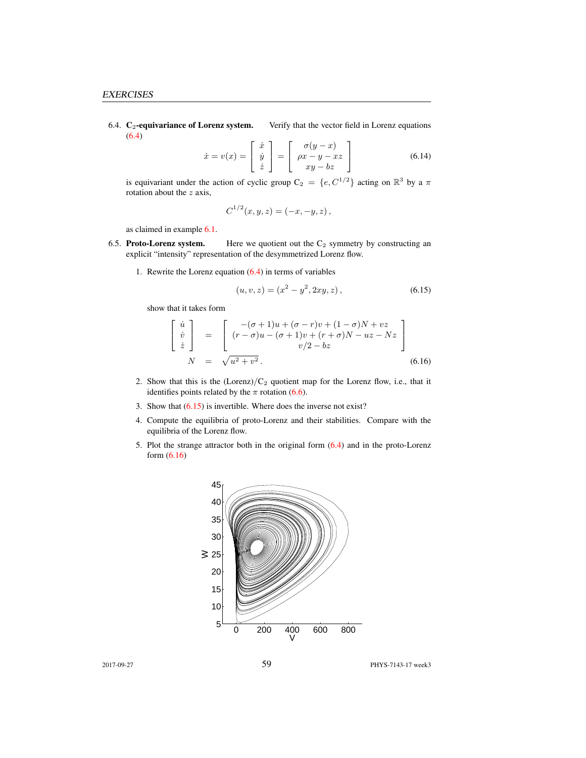## EXERCISES

6.4. **$C_2$-equivariance of Lorenz system.** Verify that the vector field in Lorenz equations (6.4)

$$\dot{x} = v(x) = \begin{bmatrix} \dot{x} \\ \dot{y} \\ \dot{z} \end{bmatrix} = \begin{bmatrix} \sigma(y - x) \\ \rho x - y - xz \\ xy - bz \end{bmatrix} \tag{6.14}$$

is equivariant under the action of cyclic group $C_2 = \{e, C^{1/2}\}$ acting on $\mathbb{R}^3$ by a $\pi$ rotation about the $z$ axis,

$$C^{1/2}(x, y, z) = (-x, -y, z)\,,$$

as claimed in example 6.1.

6.5. **Proto-Lorenz system.** Here we quotient out the $C_2$ symmetry by constructing an explicit "intensity" representation of the desymmetrized Lorenz flow.

1. Rewrite the Lorenz equation (6.4) in terms of variables

$$(u, v, z) = (x^2 - y^2, 2xy, z)\,, \tag{6.15}$$

show that it takes form

$$\begin{bmatrix} \dot{u} \\ \dot{v} \\ \dot{z} \end{bmatrix} = \begin{bmatrix} -(\sigma+1)u + (\sigma - r)v + (1-\sigma)N + vz \\ (r-\sigma)u - (\sigma+1)v + (r+\sigma)N - uz - Nz \\ v/2 - bz \end{bmatrix}$$

$$N = \sqrt{u^2 + v^2}\,. \tag{6.16}$$

2. Show that this is the (Lorenz)/$C_2$ quotient map for the Lorenz flow, i.e., that it identifies points related by the $\pi$ rotation (6.6).

3. Show that (6.15) is invertible. Where does the inverse not exist?

4. Compute the equilibria of proto-Lorenz and their stabilities. Compare with the equilibria of the Lorenz flow.

5. Plot the strange attractor both in the original form (6.4) and in the proto-Lorenz form (6.16)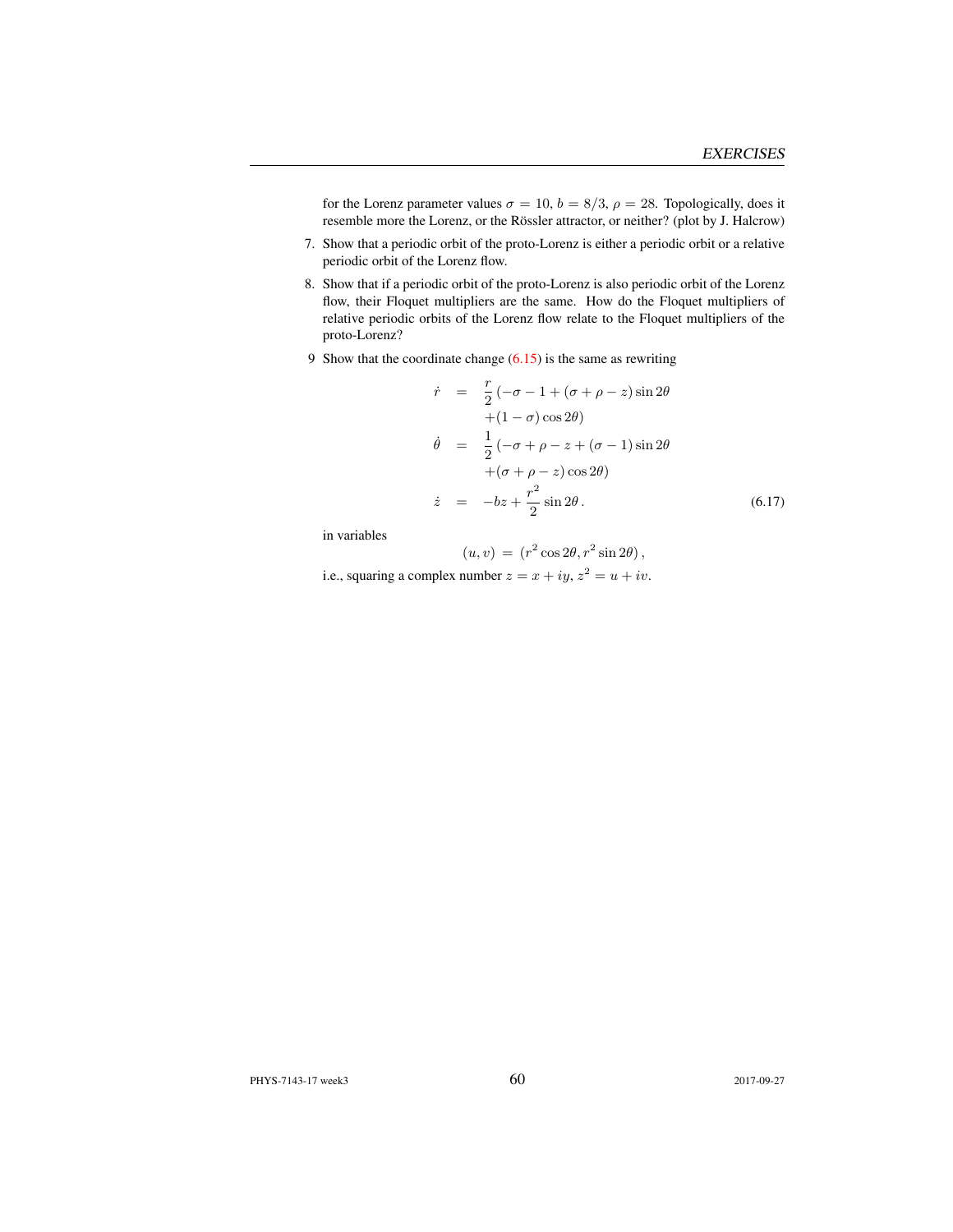for the Lorenz parameter values $\sigma = 10$, $b = 8/3$, $\rho = 28$. Topologically, does it resemble more the Lorenz, or the Rössler attractor, or neither? (plot by J. Halcrow)

7. Show that a periodic orbit of the proto-Lorenz is either a periodic orbit or a relative periodic orbit of the Lorenz flow.

8. Show that if a periodic orbit of the proto-Lorenz is also periodic orbit of the Lorenz flow, their Floquet multipliers are the same. How do the Floquet multipliers of relative periodic orbits of the Lorenz flow relate to the Floquet multipliers of the proto-Lorenz?

9 Show that the coordinate change (6.15) is the same as rewriting

$$
\begin{aligned}
\dot{r} &= \frac{r}{2}\,(-\sigma - 1 + (\sigma + \rho - z)\sin 2\theta \\
&\quad + (1-\sigma)\cos 2\theta) \\
\dot{\theta} &= \frac{1}{2}\,(-\sigma + \rho - z + (\sigma - 1)\sin 2\theta \\
&\quad + (\sigma + \rho - z)\cos 2\theta) \\
\dot{z} &= -bz + \frac{r^2}{2}\sin 2\theta\,.
\end{aligned}
\qquad (6.17)
$$

in variables

$$
(u, v) = (r^2 \cos 2\theta, r^2 \sin 2\theta)\,,
$$

i.e., squaring a complex number $z = x + iy$, $z^2 = u + iv$.